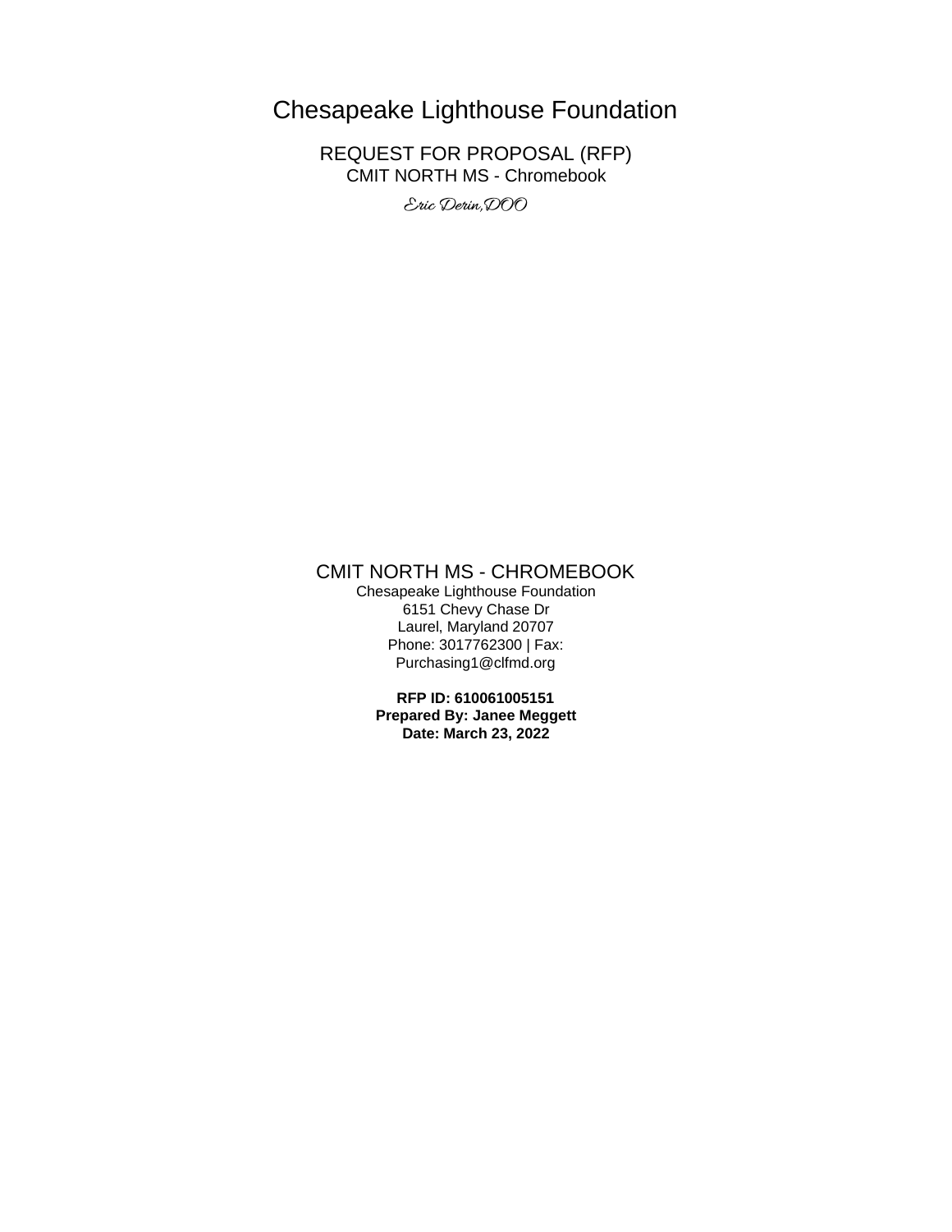# Chesapeake Lighthouse Foundation

## REQUEST FOR PROPOSAL (RFP)

CMIT NORTH MS - Chromebook

*Eric Derin,DOO*

## CMIT NORTH MS - CHROMEBOOK

Chesapeake Lighthouse Foundation
6151 Chevy Chase Dr
Laurel, Maryland 20707
Phone: 3017762300 | Fax:
Purchasing1@clfmd.org

**RFP ID: 610061005151**
**Prepared By: Janee Meggett**
**Date: March 23, 2022**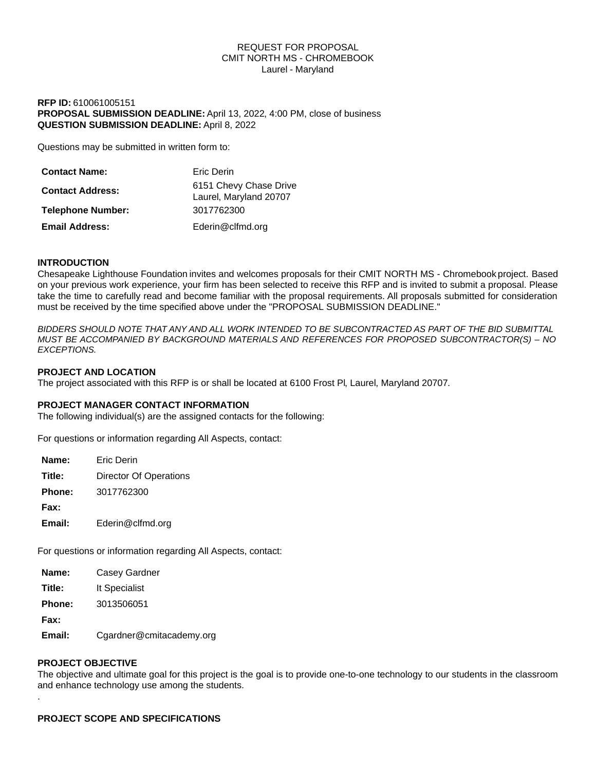REQUEST FOR PROPOSAL
CMIT NORTH MS - CHROMEBOOK
Laurel - Maryland

**RFP ID:** 610061005151
**PROPOSAL SUBMISSION DEADLINE:** April 13, 2022, 4:00 PM, close of business
**QUESTION SUBMISSION DEADLINE:** April 8, 2022

Questions may be submitted in written form to:

| | |
|---|---|
| **Contact Name:** | Eric Derin |
| **Contact Address:** | 6151 Chevy Chase Drive<br>Laurel, Maryland 20707 |
| **Telephone Number:** | 3017762300 |
| **Email Address:** | Ederin@clfmd.org |

**INTRODUCTION**

Chesapeake Lighthouse Foundation invites and welcomes proposals for their CMIT NORTH MS - Chromebook project. Based on your previous work experience, your firm has been selected to receive this RFP and is invited to submit a proposal. Please take the time to carefully read and become familiar with the proposal requirements. All proposals submitted for consideration must be received by the time specified above under the "PROPOSAL SUBMISSION DEADLINE."

*BIDDERS SHOULD NOTE THAT ANY AND ALL WORK INTENDED TO BE SUBCONTRACTED AS PART OF THE BID SUBMITTAL MUST BE ACCOMPANIED BY BACKGROUND MATERIALS AND REFERENCES FOR PROPOSED SUBCONTRACTOR(S) – NO EXCEPTIONS.*

**PROJECT AND LOCATION**

The project associated with this RFP is or shall be located at 6100 Frost Pl, Laurel, Maryland 20707.

**PROJECT MANAGER CONTACT INFORMATION**

The following individual(s) are the assigned contacts for the following:

For questions or information regarding All Aspects, contact:

| | |
|---|---|
| **Name:** | Eric Derin |
| **Title:** | Director Of Operations |
| **Phone:** | 3017762300 |
| **Fax:** | |
| **Email:** | Ederin@clfmd.org |

For questions or information regarding All Aspects, contact:

| | |
|---|---|
| **Name:** | Casey Gardner |
| **Title:** | It Specialist |
| **Phone:** | 3013506051 |
| **Fax:** | |
| **Email:** | Cgardner@cmitacademy.org |

**PROJECT OBJECTIVE**

The objective and ultimate goal for this project is the goal is to provide one-to-one technology to our students in the classroom and enhance technology use among the students.

.

**PROJECT SCOPE AND SPECIFICATIONS**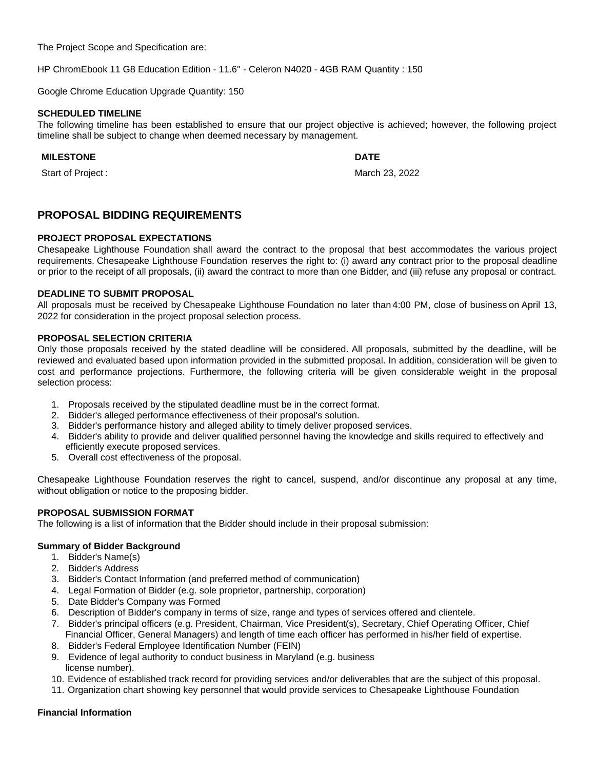The Project Scope and Specification are:

HP ChromEbook 11 G8 Education Edition - 11.6" - Celeron N4020 - 4GB RAM Quantity : 150

Google Chrome Education Upgrade Quantity: 150

**SCHEDULED TIMELINE**

The following timeline has been established to ensure that our project objective is achieved; however, the following project timeline shall be subject to change when deemed necessary by management.

| MILESTONE | DATE |
|---|---|
| Start of Project : | March 23, 2022 |

## PROPOSAL BIDDING REQUIREMENTS

**PROJECT PROPOSAL EXPECTATIONS**

Chesapeake Lighthouse Foundation shall award the contract to the proposal that best accommodates the various project requirements. Chesapeake Lighthouse Foundation reserves the right to: (i) award any contract prior to the proposal deadline or prior to the receipt of all proposals, (ii) award the contract to more than one Bidder, and (iii) refuse any proposal or contract.

**DEADLINE TO SUBMIT PROPOSAL**

All proposals must be received by Chesapeake Lighthouse Foundation no later than 4:00 PM, close of business on April 13, 2022 for consideration in the project proposal selection process.

**PROPOSAL SELECTION CRITERIA**

Only those proposals received by the stated deadline will be considered. All proposals, submitted by the deadline, will be reviewed and evaluated based upon information provided in the submitted proposal. In addition, consideration will be given to cost and performance projections. Furthermore, the following criteria will be given considerable weight in the proposal selection process:

1. Proposals received by the stipulated deadline must be in the correct format.
2. Bidder's alleged performance effectiveness of their proposal's solution.
3. Bidder's performance history and alleged ability to timely deliver proposed services.
4. Bidder's ability to provide and deliver qualified personnel having the knowledge and skills required to effectively and efficiently execute proposed services.
5. Overall cost effectiveness of the proposal.

Chesapeake Lighthouse Foundation reserves the right to cancel, suspend, and/or discontinue any proposal at any time, without obligation or notice to the proposing bidder.

**PROPOSAL SUBMISSION FORMAT**

The following is a list of information that the Bidder should include in their proposal submission:

**Summary of Bidder Background**

1. Bidder's Name(s)
2. Bidder's Address
3. Bidder's Contact Information (and preferred method of communication)
4. Legal Formation of Bidder (e.g. sole proprietor, partnership, corporation)
5. Date Bidder's Company was Formed
6. Description of Bidder's company in terms of size, range and types of services offered and clientele.
7. Bidder's principal officers (e.g. President, Chairman, Vice President(s), Secretary, Chief Operating Officer, Chief Financial Officer, General Managers) and length of time each officer has performed in his/her field of expertise.
8. Bidder's Federal Employee Identification Number (FEIN)
9. Evidence of legal authority to conduct business in Maryland (e.g. business license number).
10. Evidence of established track record for providing services and/or deliverables that are the subject of this proposal.
11. Organization chart showing key personnel that would provide services to Chesapeake Lighthouse Foundation

**Financial Information**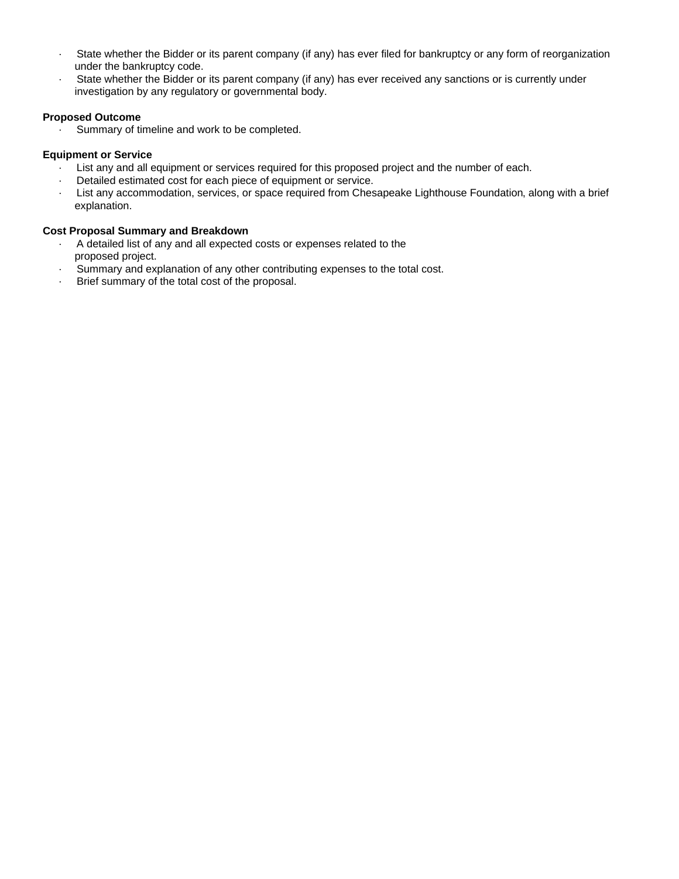- State whether the Bidder or its parent company (if any) has ever filed for bankruptcy or any form of reorganization under the bankruptcy code.
- State whether the Bidder or its parent company (if any) has ever received any sanctions or is currently under investigation by any regulatory or governmental body.

**Proposed Outcome**

- Summary of timeline and work to be completed.

**Equipment or Service**

- List any and all equipment or services required for this proposed project and the number of each.
- Detailed estimated cost for each piece of equipment or service.
- List any accommodation, services, or space required from Chesapeake Lighthouse Foundation, along with a brief explanation.

**Cost Proposal Summary and Breakdown**

- A detailed list of any and all expected costs or expenses related to the proposed project.
- Summary and explanation of any other contributing expenses to the total cost.
- Brief summary of the total cost of the proposal.